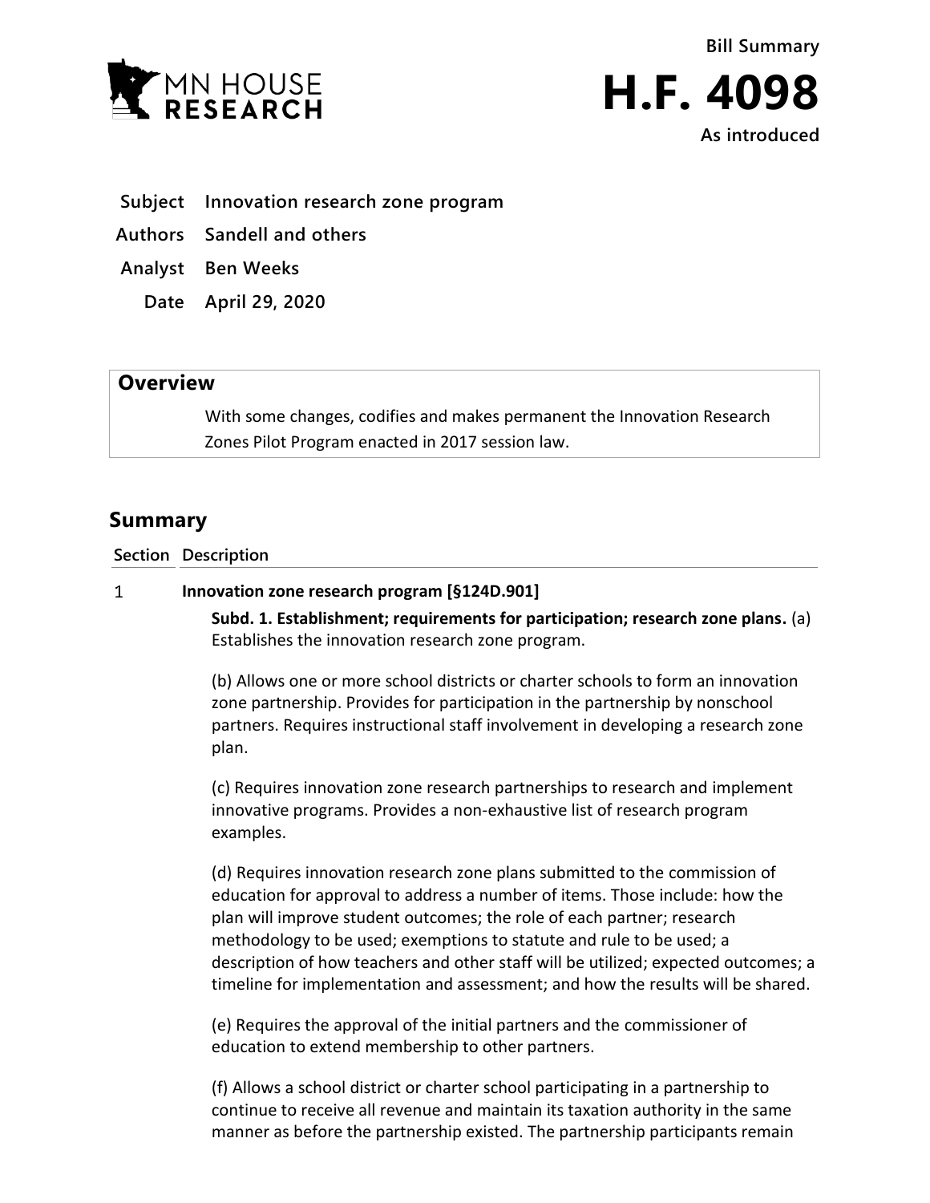Bill Summary

# H.F. 4098

As introduced

**Subject** Innovation research zone program

**Authors** Sandell and others

**Analyst** Ben Weeks

**Date** April 29, 2020

## Overview

With some changes, codifies and makes permanent the Innovation Research Zones Pilot Program enacted in 2017 session law.

## Summary

| Section | Description |
|---|---|

1 **Innovation zone research program [§124D.901]**

**Subd. 1. Establishment; requirements for participation; research zone plans.** (a) Establishes the innovation research zone program.

(b) Allows one or more school districts or charter schools to form an innovation zone partnership. Provides for participation in the partnership by nonschool partners. Requires instructional staff involvement in developing a research zone plan.

(c) Requires innovation zone research partnerships to research and implement innovative programs. Provides a non-exhaustive list of research program examples.

(d) Requires innovation research zone plans submitted to the commission of education for approval to address a number of items. Those include: how the plan will improve student outcomes; the role of each partner; research methodology to be used; exemptions to statute and rule to be used; a description of how teachers and other staff will be utilized; expected outcomes; a timeline for implementation and assessment; and how the results will be shared.

(e) Requires the approval of the initial partners and the commissioner of education to extend membership to other partners.

(f) Allows a school district or charter school participating in a partnership to continue to receive all revenue and maintain its taxation authority in the same manner as before the partnership existed. The partnership participants remain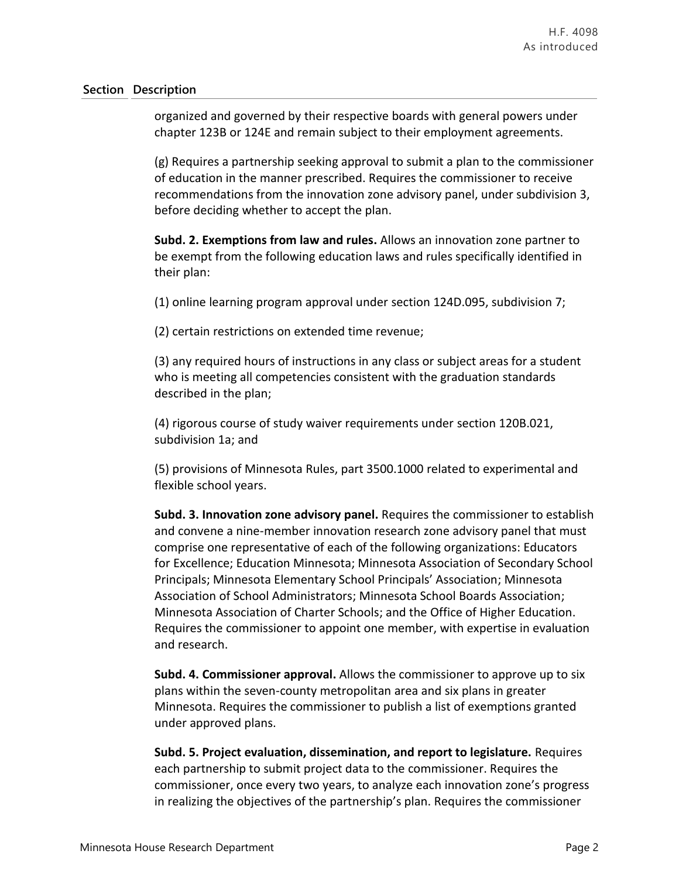| Section | Description |
|---|---|

organized and governed by their respective boards with general powers under chapter 123B or 124E and remain subject to their employment agreements.

(g) Requires a partnership seeking approval to submit a plan to the commissioner of education in the manner prescribed. Requires the commissioner to receive recommendations from the innovation zone advisory panel, under subdivision 3, before deciding whether to accept the plan.

**Subd. 2. Exemptions from law and rules.** Allows an innovation zone partner to be exempt from the following education laws and rules specifically identified in their plan:

(1) online learning program approval under section 124D.095, subdivision 7;

(2) certain restrictions on extended time revenue;

(3) any required hours of instructions in any class or subject areas for a student who is meeting all competencies consistent with the graduation standards described in the plan;

(4) rigorous course of study waiver requirements under section 120B.021, subdivision 1a; and

(5) provisions of Minnesota Rules, part 3500.1000 related to experimental and flexible school years.

**Subd. 3. Innovation zone advisory panel.** Requires the commissioner to establish and convene a nine-member innovation research zone advisory panel that must comprise one representative of each of the following organizations: Educators for Excellence; Education Minnesota; Minnesota Association of Secondary School Principals; Minnesota Elementary School Principals' Association; Minnesota Association of School Administrators; Minnesota School Boards Association; Minnesota Association of Charter Schools; and the Office of Higher Education. Requires the commissioner to appoint one member, with expertise in evaluation and research.

**Subd. 4. Commissioner approval.** Allows the commissioner to approve up to six plans within the seven-county metropolitan area and six plans in greater Minnesota. Requires the commissioner to publish a list of exemptions granted under approved plans.

**Subd. 5. Project evaluation, dissemination, and report to legislature.** Requires each partnership to submit project data to the commissioner. Requires the commissioner, once every two years, to analyze each innovation zone's progress in realizing the objectives of the partnership's plan. Requires the commissioner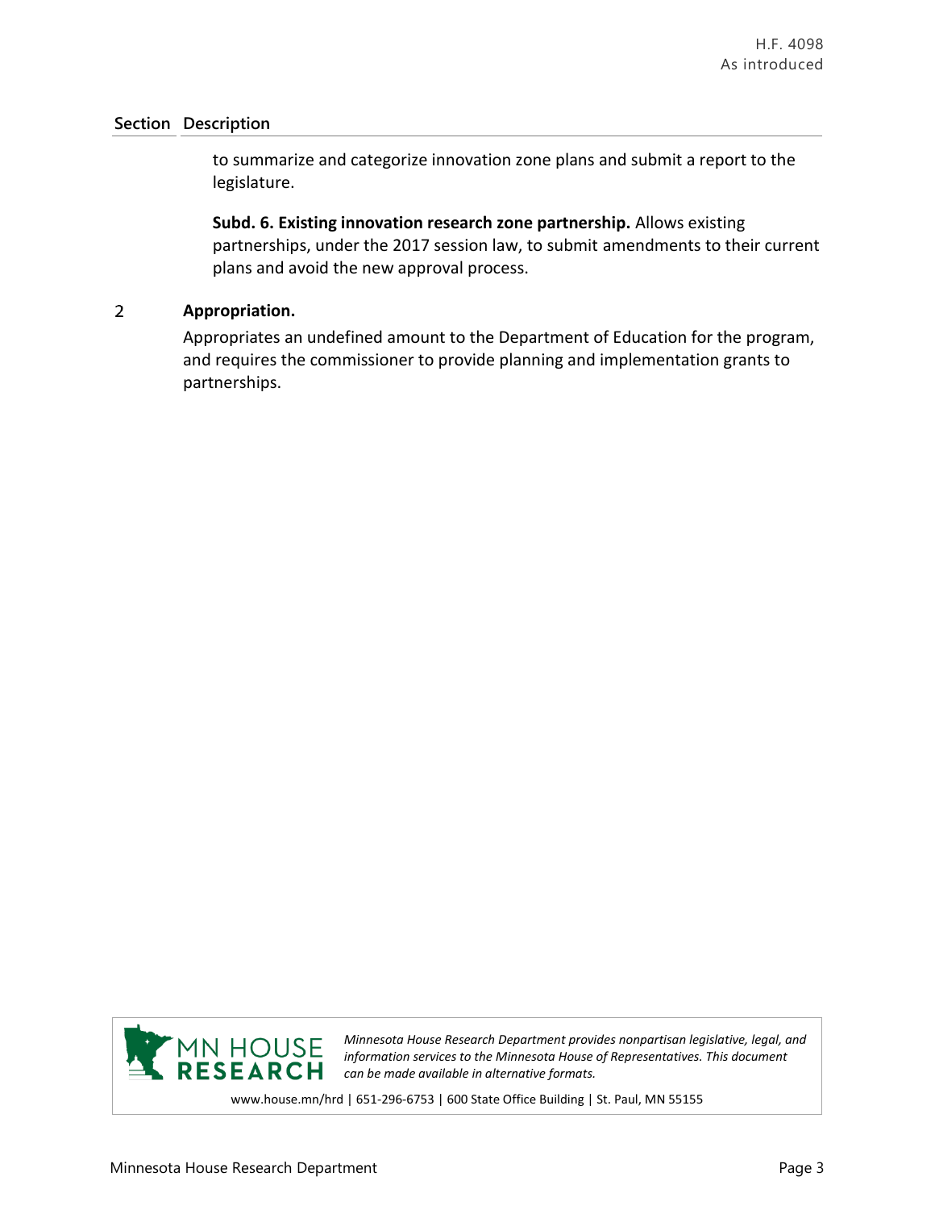| Section | Description |
|---|---|
| | to summarize and categorize innovation zone plans and submit a report to the legislature. |
| | **Subd. 6. Existing innovation research zone partnership.** Allows existing partnerships, under the 2017 session law, to submit amendments to their current plans and avoid the new approval process. |
| 2 | **Appropriation.** |
| | Appropriates an undefined amount to the Department of Education for the program, and requires the commissioner to provide planning and implementation grants to partnerships. |

MN HOUSE RESEARCH

*Minnesota House Research Department provides nonpartisan legislative, legal, and information services to the Minnesota House of Representatives. This document can be made available in alternative formats.*

www.house.mn/hrd | 651-296-6753 | 600 State Office Building | St. Paul, MN 55155